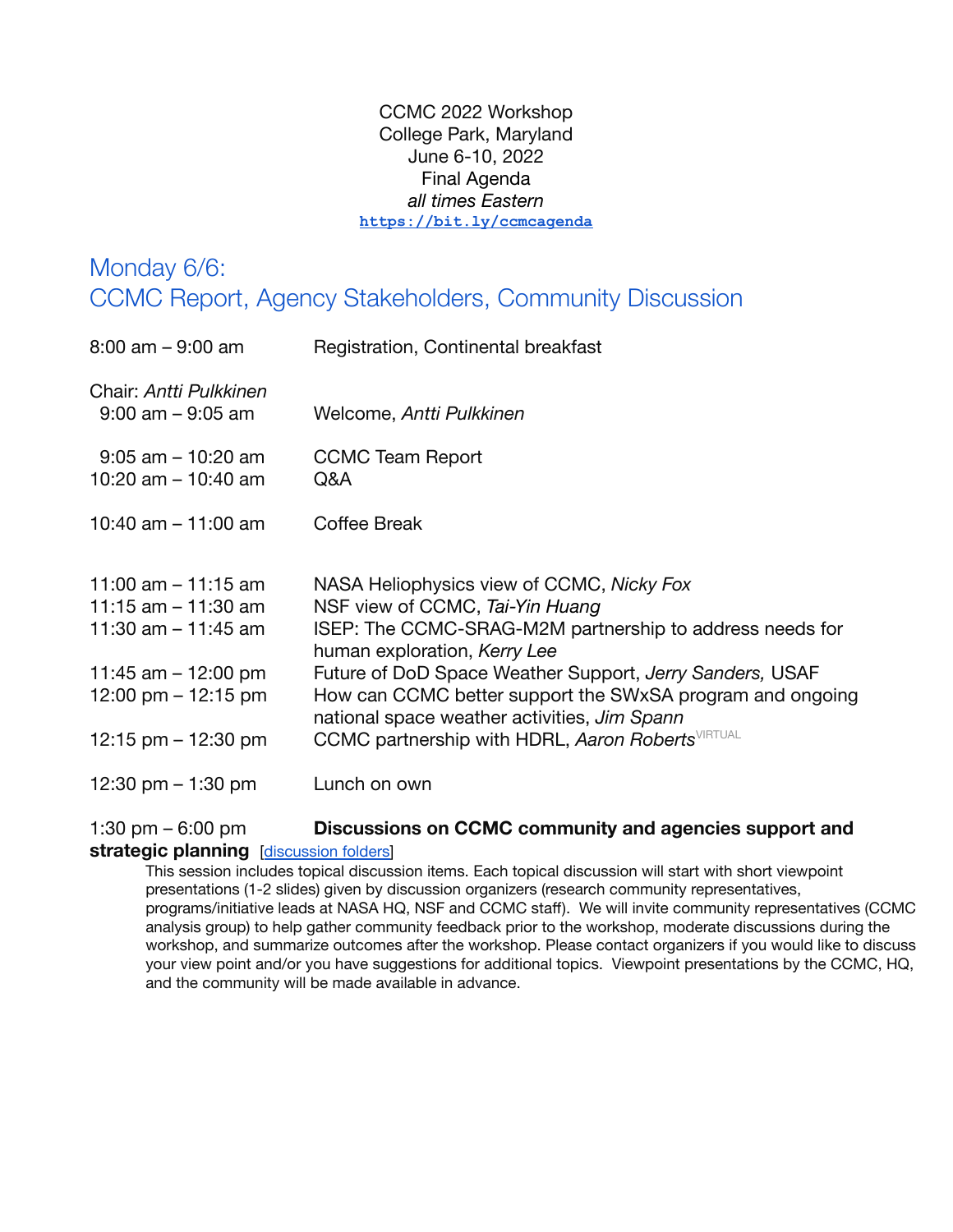CCMC 2022 Workshop
College Park, Maryland
June 6-10, 2022
Final Agenda
*all times Eastern*
[https://bit.ly/ccmcagenda](https://bit.ly/ccmcagenda)

## Monday 6/6:
## CCMC Report, Agency Stakeholders, Community Discussion

8:00 am – 9:00 am — Registration, Continental breakfast

Chair: *Antti Pulkkinen*

9:00 am – 9:05 am — Welcome, *Antti Pulkkinen*

9:05 am – 10:20 am — CCMC Team Report
10:20 am – 10:40 am — Q&A

10:40 am – 11:00 am — Coffee Break

11:00 am – 11:15 am — NASA Heliophysics view of CCMC, *Nicky Fox*
11:15 am – 11:30 am — NSF view of CCMC, *Tai-Yin Huang*
11:30 am – 11:45 am — ISEP: The CCMC-SRAG-M2M partnership to address needs for human exploration, *Kerry Lee*
11:45 am – 12:00 pm — Future of DoD Space Weather Support, *Jerry Sanders,* USAF
12:00 pm – 12:15 pm — How can CCMC better support the SWxSA program and ongoing national space weather activities, *Jim Spann*
12:15 pm – 12:30 pm — CCMC partnership with HDRL, *Aaron Roberts* VIRTUAL

12:30 pm – 1:30 pm — Lunch on own

1:30 pm – 6:00 pm — **Discussions on CCMC community and agencies support and strategic planning** [discussion folders]

This session includes topical discussion items. Each topical discussion will start with short viewpoint presentations (1-2 slides) given by discussion organizers (research community representatives, programs/initiative leads at NASA HQ, NSF and CCMC staff). We will invite community representatives (CCMC analysis group) to help gather community feedback prior to the workshop, moderate discussions during the workshop, and summarize outcomes after the workshop. Please contact organizers if you would like to discuss your view point and/or you have suggestions for additional topics. Viewpoint presentations by the CCMC, HQ, and the community will be made available in advance.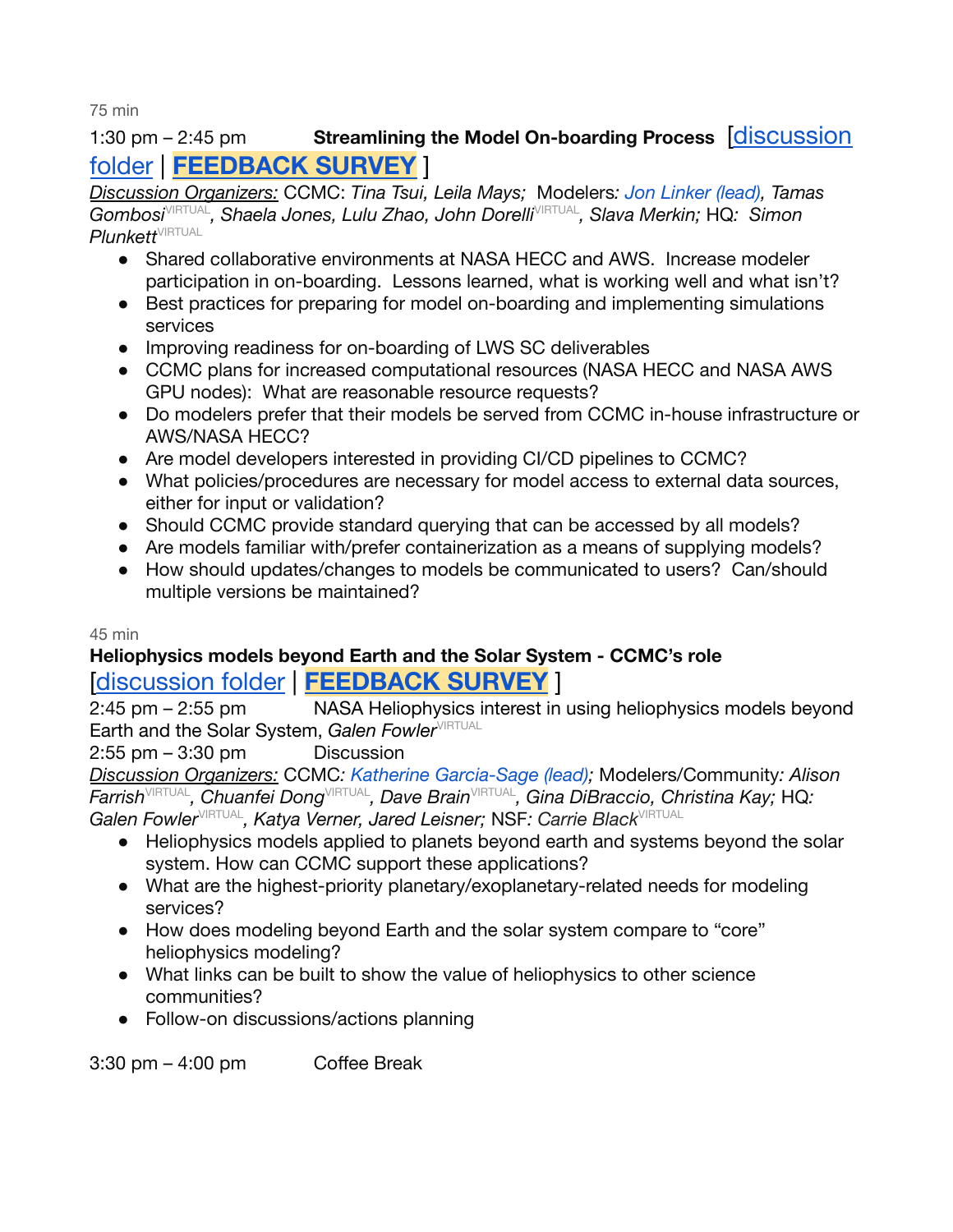75 min

1:30 pm – 2:45 pm **Streamlining the Model On-boarding Process** [discussion folder | **FEEDBACK SURVEY** ]

*Discussion Organizers:* CCMC: *Tina Tsui, Leila Mays;* Modelers*: Jon Linker (lead), Tamas Gombosi*VIRTUAL*, Shaela Jones, Lulu Zhao, John Dorelli*VIRTUAL*, Slava Merkin;* HQ: *Simon Plunkett*VIRTUAL

- Shared collaborative environments at NASA HECC and AWS. Increase modeler participation in on-boarding. Lessons learned, what is working well and what isn't?
- Best practices for preparing for model on-boarding and implementing simulations services
- Improving readiness for on-boarding of LWS SC deliverables
- CCMC plans for increased computational resources (NASA HECC and NASA AWS GPU nodes): What are reasonable resource requests?
- Do modelers prefer that their models be served from CCMC in-house infrastructure or AWS/NASA HECC?
- Are model developers interested in providing CI/CD pipelines to CCMC?
- What policies/procedures are necessary for model access to external data sources, either for input or validation?
- Should CCMC provide standard querying that can be accessed by all models?
- Are models familiar with/prefer containerization as a means of supplying models?
- How should updates/changes to models be communicated to users? Can/should multiple versions be maintained?

45 min

**Heliophysics models beyond Earth and the Solar System - CCMC's role**
[discussion folder | **FEEDBACK SURVEY** ]

2:45 pm – 2:55 pm NASA Heliophysics interest in using heliophysics models beyond Earth and the Solar System, *Galen Fowler*VIRTUAL

2:55 pm – 3:30 pm Discussion

*Discussion Organizers:* CCMC*: Katherine Garcia-Sage (lead);* Modelers/Community*: Alison Farrish*VIRTUAL*, Chuanfei Dong*VIRTUAL*, Dave Brain*VIRTUAL*, Gina DiBraccio, Christina Kay;* HQ*: Galen Fowler*VIRTUAL*, Katya Verner, Jared Leisner;* NSF*: Carrie Black*VIRTUAL

- Heliophysics models applied to planets beyond earth and systems beyond the solar system. How can CCMC support these applications?
- What are the highest-priority planetary/exoplanetary-related needs for modeling services?
- How does modeling beyond Earth and the solar system compare to "core" heliophysics modeling?
- What links can be built to show the value of heliophysics to other science communities?
- Follow-on discussions/actions planning

3:30 pm – 4:00 pm Coffee Break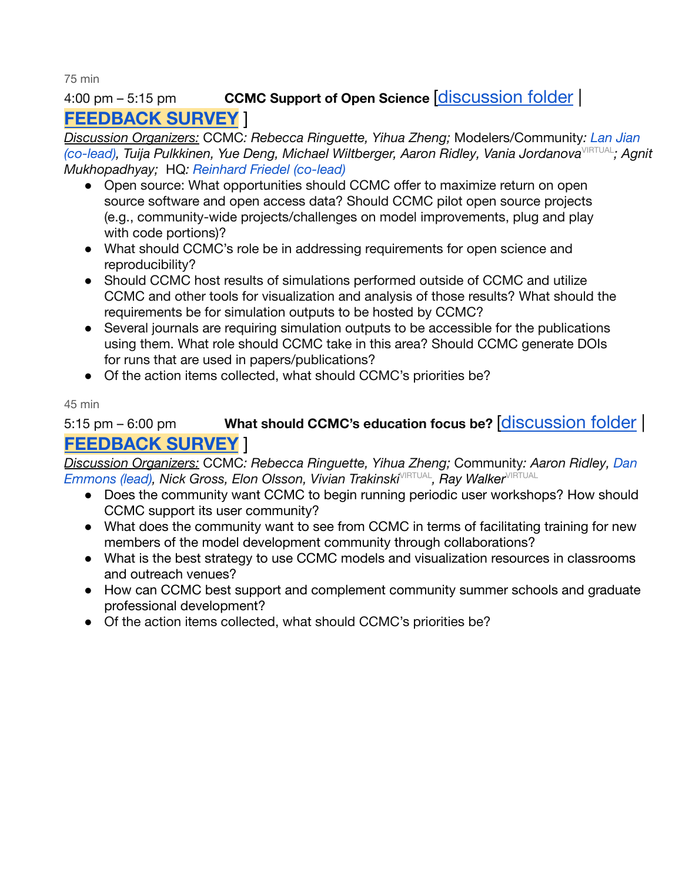75 min

4:00 pm – 5:15 pm **CCMC Support of Open Science** [discussion folder | **FEEDBACK SURVEY** ]

_Discussion Organizers:_ CCMC: *Rebecca Ringuette, Yihua Zheng;* Modelers/Community*: Lan Jian (co-lead), Tuija Pulkkinen, Yue Deng, Michael Wiltberger, Aaron Ridley, Vania Jordanova*[VIRTUAL]*; Agnit Mukhopadhyay;* HQ*: Reinhard Friedel (co-lead)*

- Open source: What opportunities should CCMC offer to maximize return on open source software and open access data? Should CCMC pilot open source projects (e.g., community-wide projects/challenges on model improvements, plug and play with code portions)?
- What should CCMC's role be in addressing requirements for open science and reproducibility?
- Should CCMC host results of simulations performed outside of CCMC and utilize CCMC and other tools for visualization and analysis of those results? What should the requirements be for simulation outputs to be hosted by CCMC?
- Several journals are requiring simulation outputs to be accessible for the publications using them. What role should CCMC take in this area? Should CCMC generate DOIs for runs that are used in papers/publications?
- Of the action items collected, what should CCMC's priorities be?

45 min

5:15 pm – 6:00 pm **What should CCMC's education focus be?** [discussion folder | **FEEDBACK SURVEY** ]

_Discussion Organizers:_ CCMC*: Rebecca Ringuette, Yihua Zheng;* Community*: Aaron Ridley, Dan Emmons (lead), Nick Gross, Elon Olsson, Vivian Trakinski*[VIRTUAL]*, Ray Walker*[VIRTUAL]

- Does the community want CCMC to begin running periodic user workshops? How should CCMC support its user community?
- What does the community want to see from CCMC in terms of facilitating training for new members of the model development community through collaborations?
- What is the best strategy to use CCMC models and visualization resources in classrooms and outreach venues?
- How can CCMC best support and complement community summer schools and graduate professional development?
- Of the action items collected, what should CCMC's priorities be?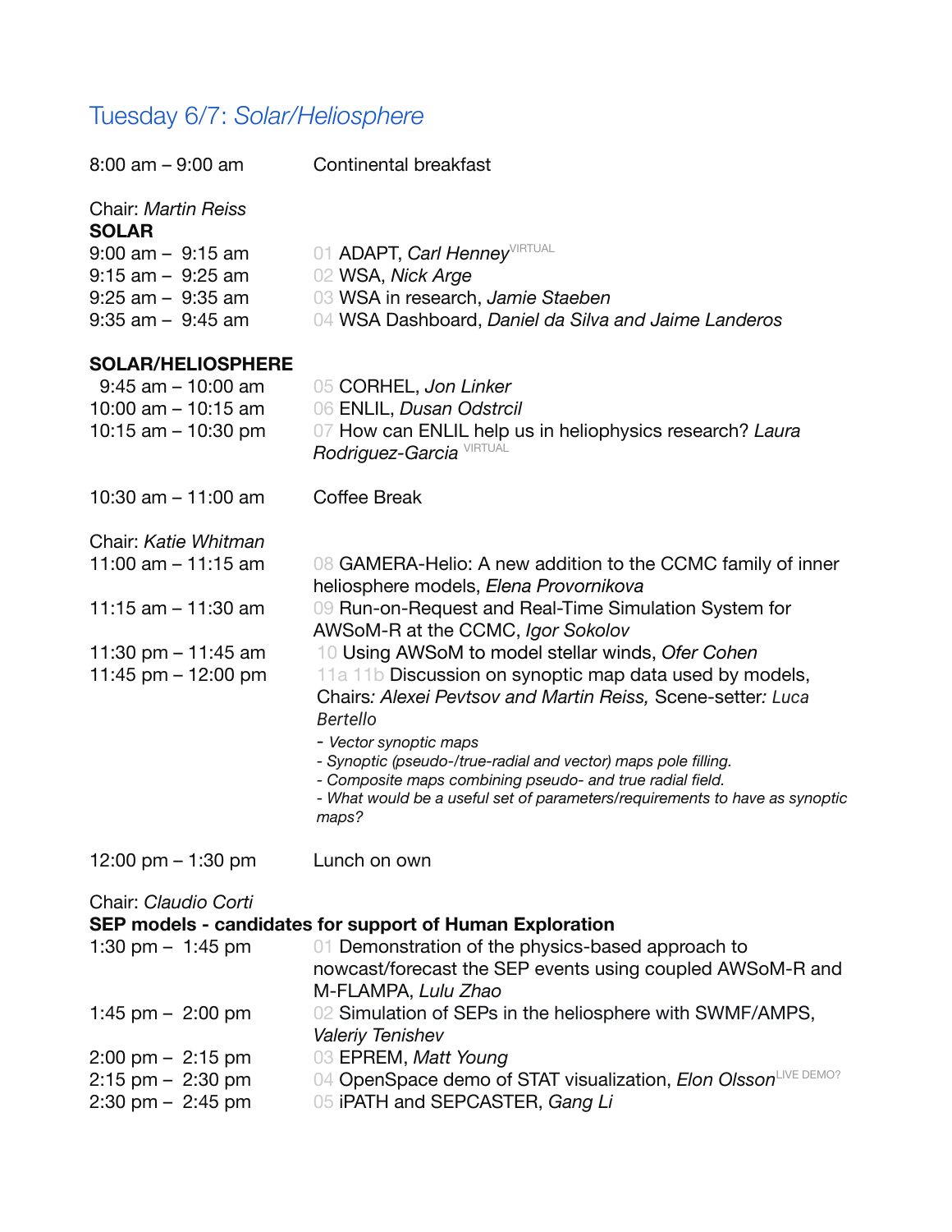## Tuesday 6/7: *Solar/Heliosphere*

| | |
|---|---|
| 8:00 am – 9:00 am | Continental breakfast |

Chair: *Martin Reiss*

**SOLAR**

| | |
|---|---|
| 9:00 am – 9:15 am | 01 ADAPT, *Carl Henney* VIRTUAL |
| 9:15 am – 9:25 am | 02 WSA, *Nick Arge* |
| 9:25 am – 9:35 am | 03 WSA in research, *Jamie Staeben* |
| 9:35 am – 9:45 am | 04 WSA Dashboard, *Daniel da Silva and Jaime Landeros* |

**SOLAR/HELIOSPHERE**

| | |
|---|---|
| 9:45 am – 10:00 am | 05 CORHEL, *Jon Linker* |
| 10:00 am – 10:15 am | 06 ENLIL, *Dusan Odstrcil* |
| 10:15 am – 10:30 pm | 07 How can ENLIL help us in heliophysics research? *Laura Rodriguez-Garcia* VIRTUAL |
| 10:30 am – 11:00 am | Coffee Break |

Chair: *Katie Whitman*

| | |
|---|---|
| 11:00 am – 11:15 am | 08 GAMERA-Helio: A new addition to the CCMC family of inner heliosphere models, *Elena Provornikova* |
| 11:15 am – 11:30 am | 09 Run-on-Request and Real-Time Simulation System for AWSoM-R at the CCMC, *Igor Sokolov* |
| 11:30 pm – 11:45 am | 10 Using AWSoM to model stellar winds, *Ofer Cohen* |
| 11:45 pm – 12:00 pm | 11a 11b Discussion on synoptic map data used by models, Chairs*: Alexei Pevtsov and Martin Reiss,* Scene-setter*: Luca Bertello* |

- *Vector synoptic maps*
- *Synoptic (pseudo-/true-radial and vector) maps pole filling.*
- *Composite maps combining pseudo- and true radial field.*
- *What would be a useful set of parameters/requirements to have as synoptic maps?*

| | |
|---|---|
| 12:00 pm – 1:30 pm | Lunch on own |

Chair: *Claudio Corti*

**SEP models - candidates for support of Human Exploration**

| | |
|---|---|
| 1:30 pm – 1:45 pm | 01 Demonstration of the physics-based approach to nowcast/forecast the SEP events using coupled AWSoM-R and M-FLAMPA, *Lulu Zhao* |
| 1:45 pm – 2:00 pm | 02 Simulation of SEPs in the heliosphere with SWMF/AMPS, *Valeriy Tenishev* |
| 2:00 pm – 2:15 pm | 03 EPREM, *Matt Young* |
| 2:15 pm – 2:30 pm | 04 OpenSpace demo of STAT visualization, *Elon Olsson* LIVE DEMO? |
| 2:30 pm – 2:45 pm | 05 iPATH and SEPCASTER, *Gang Li* |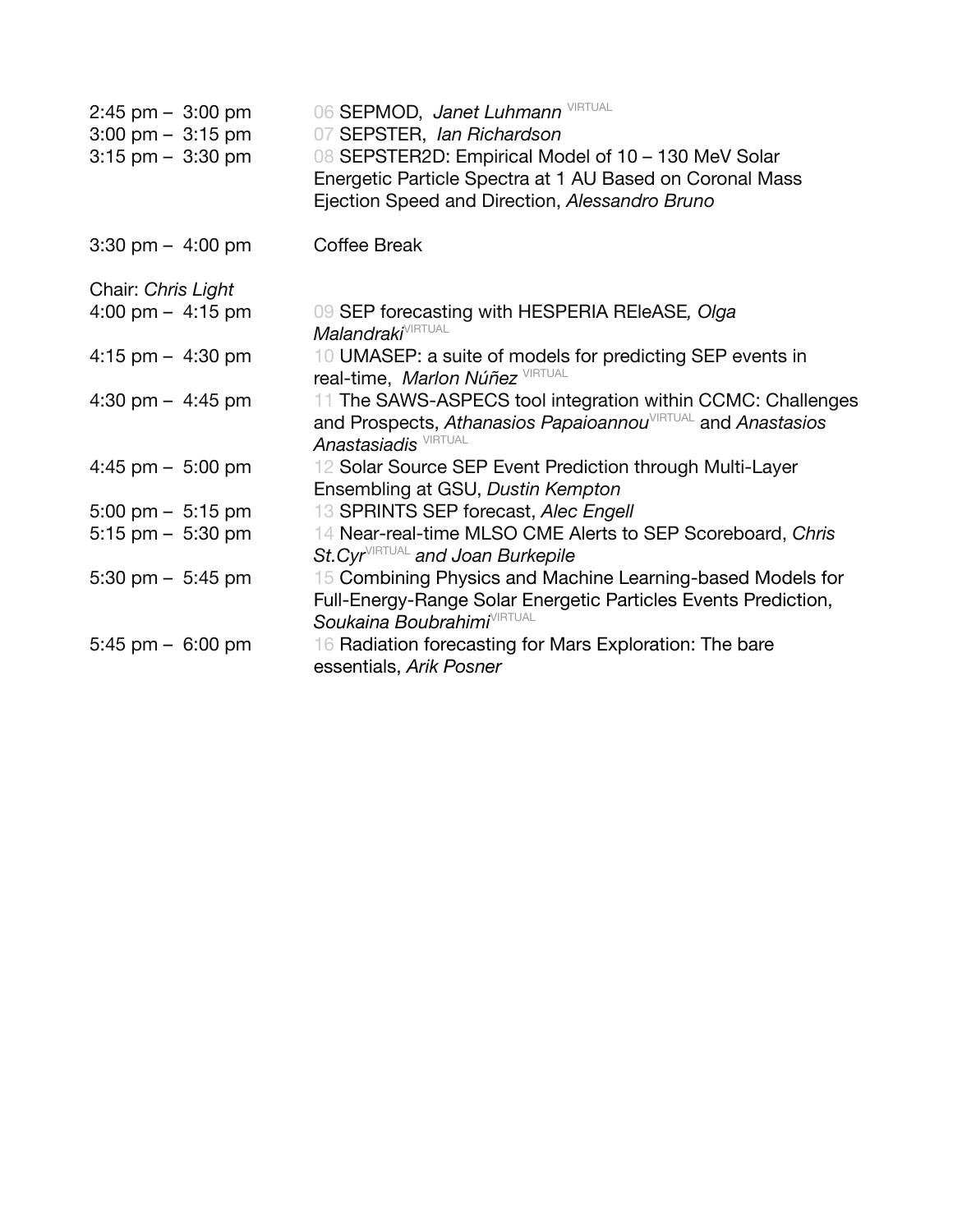| | |
|---|---|
| 2:45 pm – 3:00 pm | 06 SEPMOD, *Janet Luhmann* VIRTUAL |
| 3:00 pm – 3:15 pm | 07 SEPSTER, *Ian Richardson* |
| 3:15 pm – 3:30 pm | 08 SEPSTER2D: Empirical Model of 10 – 130 MeV Solar Energetic Particle Spectra at 1 AU Based on Coronal Mass Ejection Speed and Direction, *Alessandro Bruno* |
| 3:30 pm – 4:00 pm | Coffee Break |

Chair: *Chris Light*

| | |
|---|---|
| 4:00 pm – 4:15 pm | 09 SEP forecasting with HESPERIA REleASE*, Olga Malandraki* VIRTUAL |
| 4:15 pm – 4:30 pm | 10 UMASEP: a suite of models for predicting SEP events in real-time, *Marlon Núñez* VIRTUAL |
| 4:30 pm – 4:45 pm | 11 The SAWS-ASPECS tool integration within CCMC: Challenges and Prospects, *Athanasios Papaioannou* VIRTUAL and *Anastasios Anastasiadis* VIRTUAL |
| 4:45 pm – 5:00 pm | 12 Solar Source SEP Event Prediction through Multi-Layer Ensembling at GSU, *Dustin Kempton* |
| 5:00 pm – 5:15 pm | 13 SPRINTS SEP forecast, *Alec Engell* |
| 5:15 pm – 5:30 pm | 14 Near-real-time MLSO CME Alerts to SEP Scoreboard, *Chris St.Cyr* VIRTUAL *and Joan Burkepile* |
| 5:30 pm – 5:45 pm | 15 Combining Physics and Machine Learning-based Models for Full-Energy-Range Solar Energetic Particles Events Prediction, *Soukaina Boubrahimi* VIRTUAL |
| 5:45 pm – 6:00 pm | 16 Radiation forecasting for Mars Exploration: The bare essentials, *Arik Posner* |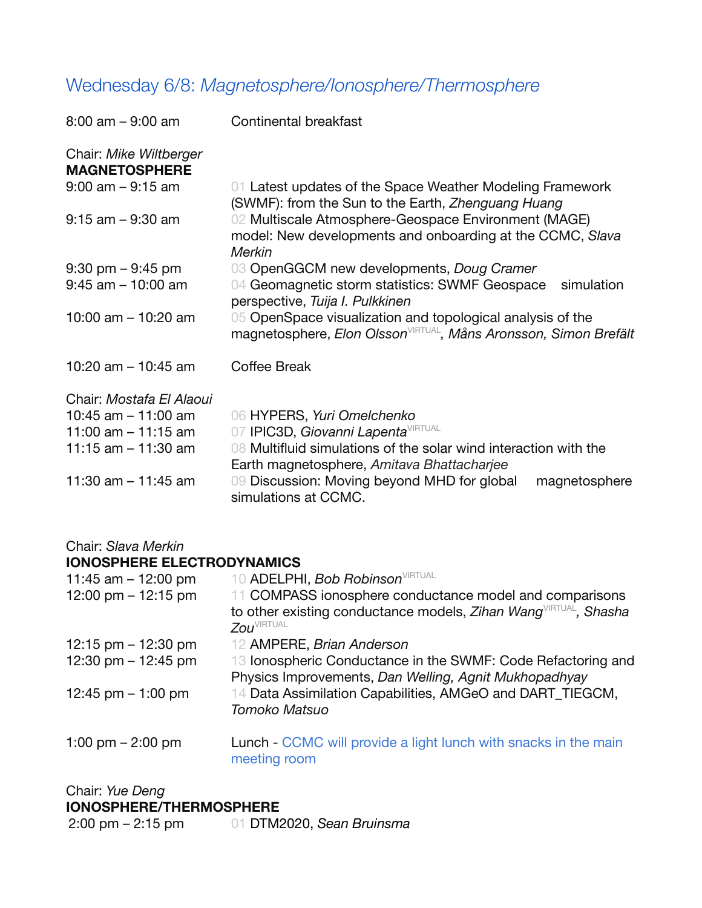## Wednesday 6/8: *Magnetosphere/Ionosphere/Thermosphere*

| | |
|---|---|
| 8:00 am – 9:00 am | Continental breakfast |

Chair: *Mike Wiltberger*

**MAGNETOSPHERE**

| | |
|---|---|
| 9:00 am – 9:15 am | 01 Latest updates of the Space Weather Modeling Framework (SWMF): from the Sun to the Earth, *Zhenguang Huang* |
| 9:15 am – 9:30 am | 02 Multiscale Atmosphere-Geospace Environment (MAGE) model: New developments and onboarding at the CCMC, *Slava Merkin* |
| 9:30 pm – 9:45 pm | 03 OpenGGCM new developments, *Doug Cramer* |
| 9:45 am – 10:00 am | 04 Geomagnetic storm statistics: SWMF Geospace simulation perspective, *Tuija I. Pulkkinen* |
| 10:00 am – 10:20 am | 05 OpenSpace visualization and topological analysis of the magnetosphere, *Elon Olsson*[VIRTUAL]*, Måns Aronsson, Simon Brefält* |
| 10:20 am – 10:45 am | Coffee Break |

Chair: *Mostafa El Alaoui*

| | |
|---|---|
| 10:45 am – 11:00 am | 06 HYPERS, *Yuri Omelchenko* |
| 11:00 am – 11:15 am | 07 IPIC3D, *Giovanni Lapenta*[VIRTUAL] |
| 11:15 am – 11:30 am | 08 Multifluid simulations of the solar wind interaction with the Earth magnetosphere, *Amitava Bhattacharjee* |
| 11:30 am – 11:45 am | 09 Discussion: Moving beyond MHD for global magnetosphere simulations at CCMC. |

Chair: *Slava Merkin*

**IONOSPHERE ELECTRODYNAMICS**

| | |
|---|---|
| 11:45 am – 12:00 pm | 10 ADELPHI, *Bob Robinson*[VIRTUAL] |
| 12:00 pm – 12:15 pm | 11 COMPASS ionosphere conductance model and comparisons to other existing conductance models, *Zihan Wang*[VIRTUAL]*, Shasha Zou*[VIRTUAL] |
| 12:15 pm – 12:30 pm | 12 AMPERE, *Brian Anderson* |
| 12:30 pm – 12:45 pm | 13 Ionospheric Conductance in the SWMF: Code Refactoring and Physics Improvements, *Dan Welling, Agnit Mukhopadhyay* |
| 12:45 pm – 1:00 pm | 14 Data Assimilation Capabilities, AMGeO and DART_TIEGCM, *Tomoko Matsuo* |
| 1:00 pm – 2:00 pm | Lunch - CCMC will provide a light lunch with snacks in the main meeting room |

Chair: *Yue Deng*

**IONOSPHERE/THERMOSPHERE**

| | |
|---|---|
| 2:00 pm – 2:15 pm | 01 DTM2020, *Sean Bruinsma* |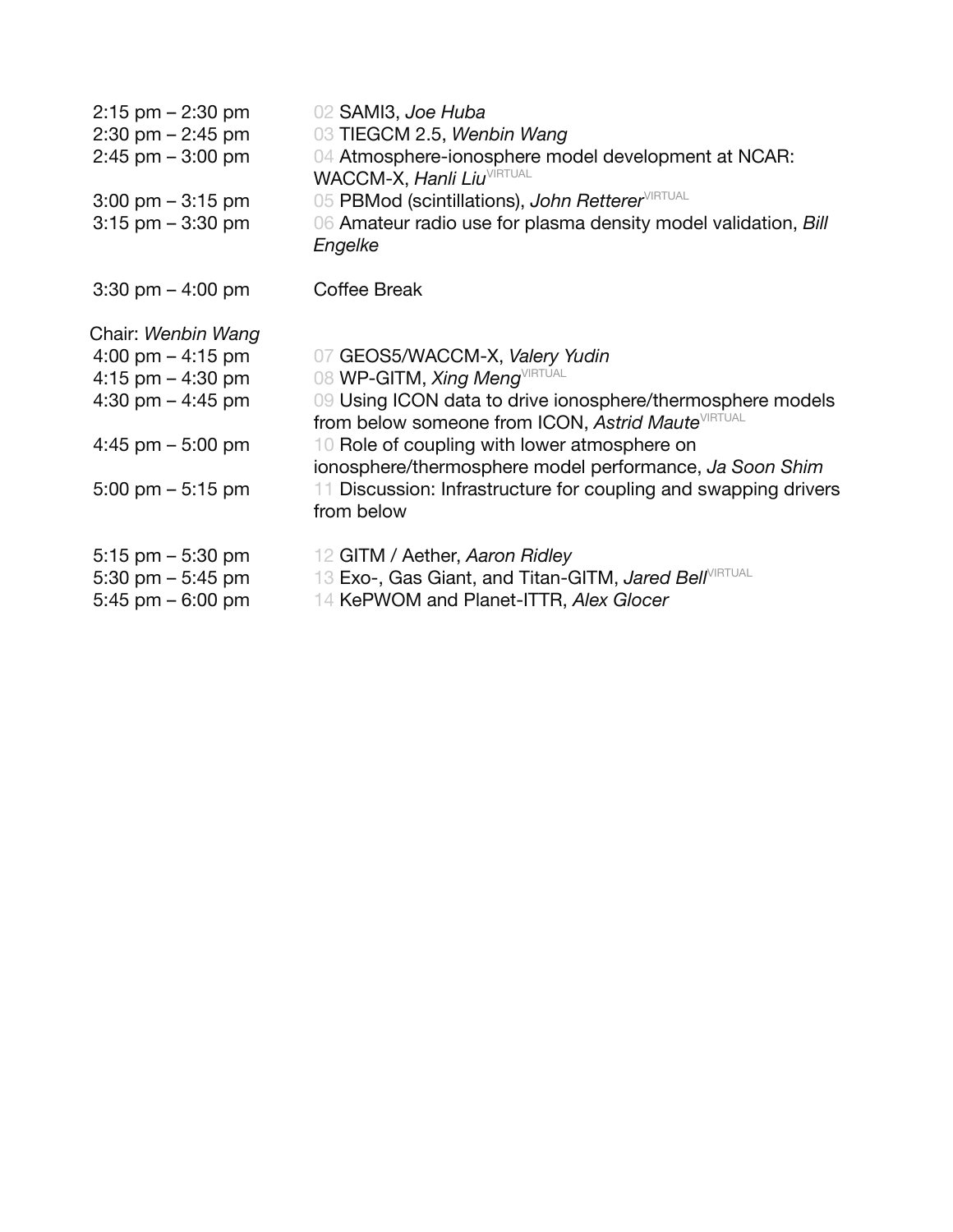| | |
|---|---|
| 2:15 pm – 2:30 pm | 02 SAMI3, *Joe Huba* |
| 2:30 pm – 2:45 pm | 03 TIEGCM 2.5, *Wenbin Wang* |
| 2:45 pm – 3:00 pm | 04 Atmosphere-ionosphere model development at NCAR: WACCM-X, *Hanli Liu* VIRTUAL |
| 3:00 pm – 3:15 pm | 05 PBMod (scintillations), *John Retterer* VIRTUAL |
| 3:15 pm – 3:30 pm | 06 Amateur radio use for plasma density model validation, *Bill Engelke* |
| | |
| 3:30 pm – 4:00 pm | Coffee Break |
| | |
| Chair: *Wenbin Wang* | |
| 4:00 pm – 4:15 pm | 07 GEOS5/WACCM-X, *Valery Yudin* |
| 4:15 pm – 4:30 pm | 08 WP-GITM, *Xing Meng* VIRTUAL |
| 4:30 pm – 4:45 pm | 09 Using ICON data to drive ionosphere/thermosphere models from below someone from ICON, *Astrid Maute* VIRTUAL |
| 4:45 pm – 5:00 pm | 10 Role of coupling with lower atmosphere on ionosphere/thermosphere model performance, *Ja Soon Shim* |
| 5:00 pm – 5:15 pm | 11 Discussion: Infrastructure for coupling and swapping drivers from below |
| | |
| 5:15 pm – 5:30 pm | 12 GITM / Aether, *Aaron Ridley* |
| 5:30 pm – 5:45 pm | 13 Exo-, Gas Giant, and Titan-GITM, *Jared Bell* VIRTUAL |
| 5:45 pm – 6:00 pm | 14 KePWOM and Planet-ITTR, *Alex Glocer* |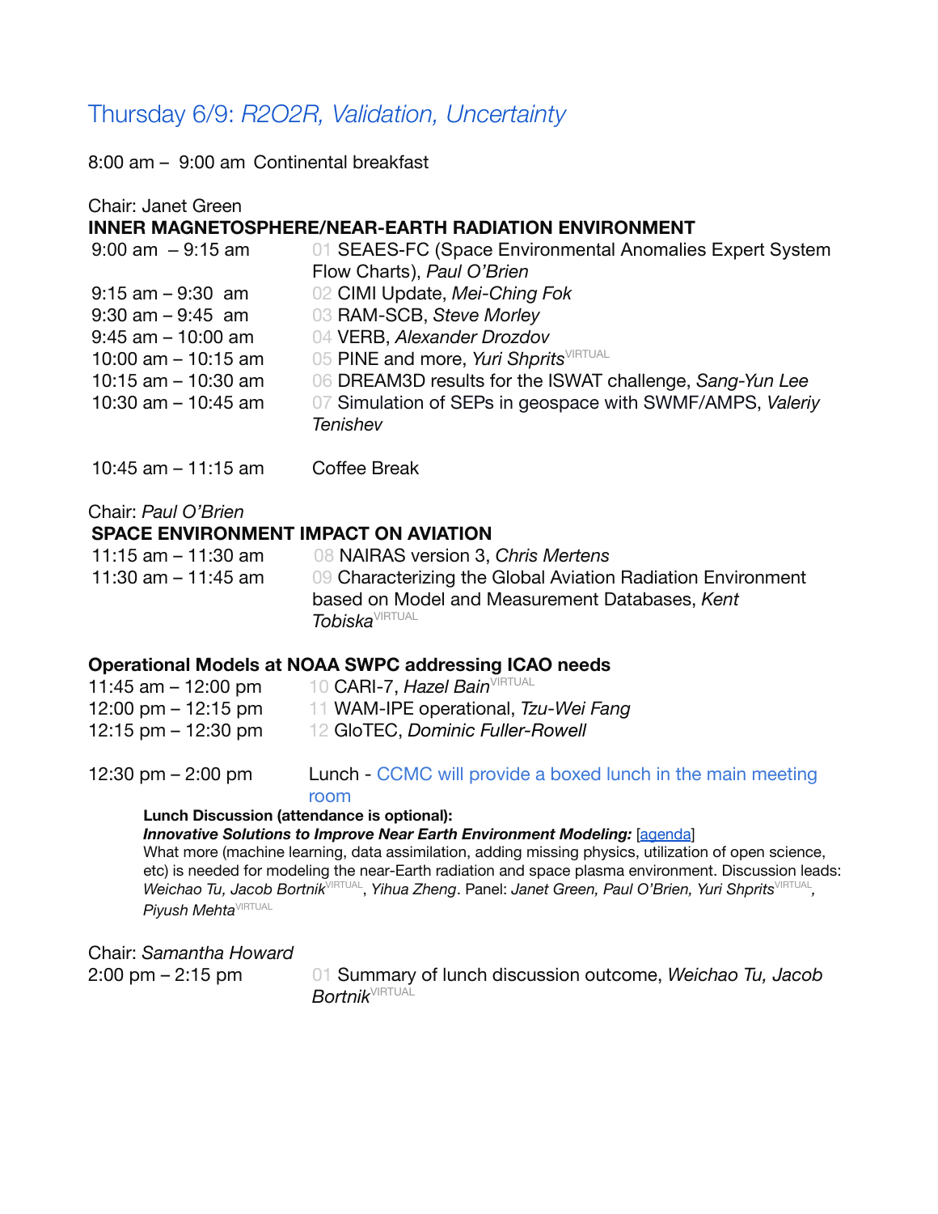## Thursday 6/9: *R2O2R, Validation, Uncertainty*

8:00 am – 9:00 am Continental breakfast

Chair: Janet Green

**INNER MAGNETOSPHERE/NEAR-EARTH RADIATION ENVIRONMENT**

| | |
|---|---|
| 9:00 am – 9:15 am | 01 SEAES-FC (Space Environmental Anomalies Expert System Flow Charts), *Paul O'Brien* |
| 9:15 am – 9:30 am | 02 CIMI Update, *Mei-Ching Fok* |
| 9:30 am – 9:45 am | 03 RAM-SCB, *Steve Morley* |
| 9:45 am – 10:00 am | 04 VERB, *Alexander Drozdov* |
| 10:00 am – 10:15 am | 05 PINE and more, *Yuri Shprits* VIRTUAL |
| 10:15 am – 10:30 am | 06 DREAM3D results for the ISWAT challenge, *Sang-Yun Lee* |
| 10:30 am – 10:45 am | 07 Simulation of SEPs in geospace with SWMF/AMPS, *Valeriy Tenishev* |

10:45 am – 11:15 am Coffee Break

Chair: *Paul O'Brien*

**SPACE ENVIRONMENT IMPACT ON AVIATION**

| | |
|---|---|
| 11:15 am – 11:30 am | 08 NAIRAS version 3, *Chris Mertens* |
| 11:30 am – 11:45 am | 09 Characterizing the Global Aviation Radiation Environment based on Model and Measurement Databases, *Kent Tobiska* VIRTUAL |

**Operational Models at NOAA SWPC addressing ICAO needs**

| | |
|---|---|
| 11:45 am – 12:00 pm | 10 CARI-7, *Hazel Bain* VIRTUAL |
| 12:00 pm – 12:15 pm | 11 WAM-IPE operational, *Tzu-Wei Fang* |
| 12:15 pm – 12:30 pm | 12 GloTEC, *Dominic Fuller-Rowell* |

12:30 pm – 2:00 pm Lunch - CCMC will provide a boxed lunch in the main meeting room

**Lunch Discussion (attendance is optional):**

***Innovative Solutions to Improve Near Earth Environment Modeling:*** [agenda]

What more (machine learning, data assimilation, adding missing physics, utilization of open science, etc) is needed for modeling the near-Earth radiation and space plasma environment. Discussion leads: *Weichao Tu, Jacob Bortnik* VIRTUAL, *Yihua Zheng*. Panel: *Janet Green, Paul O'Brien, Yuri Shprits* VIRTUAL, *Piyush Mehta* VIRTUAL

Chair: *Samantha Howard*

| | |
|---|---|
| 2:00 pm – 2:15 pm | 01 Summary of lunch discussion outcome, *Weichao Tu, Jacob Bortnik* VIRTUAL |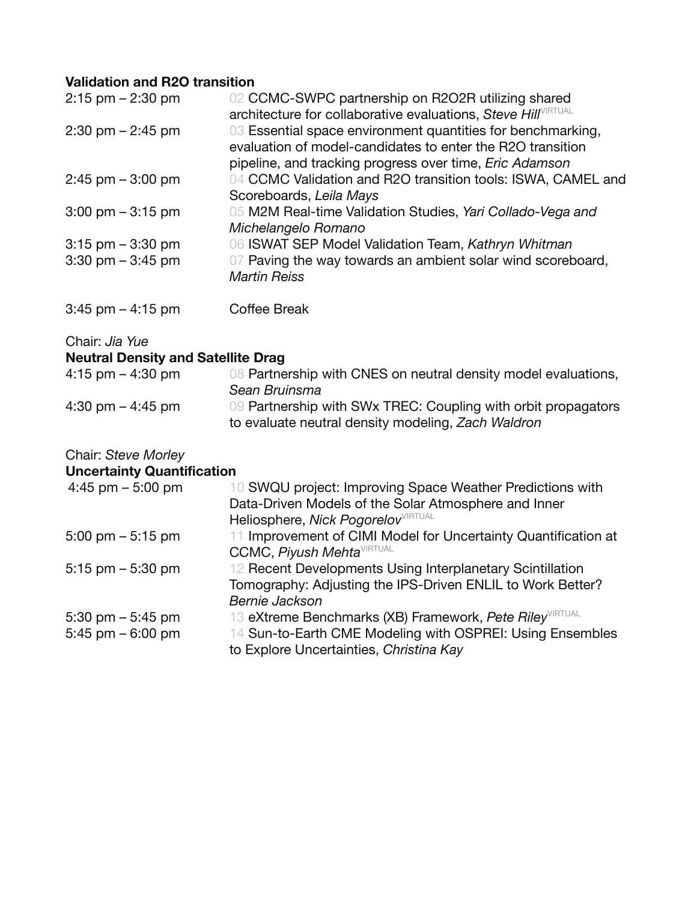**Validation and R2O transition**

| | |
|---|---|
| 2:15 pm – 2:30 pm | 02 CCMC-SWPC partnership on R2O2R utilizing shared architecture for collaborative evaluations, *Steve Hill* VIRTUAL |
| 2:30 pm – 2:45 pm | 03 Essential space environment quantities for benchmarking, evaluation of model-candidates to enter the R2O transition pipeline, and tracking progress over time, *Eric Adamson* |
| 2:45 pm – 3:00 pm | 04 CCMC Validation and R2O transition tools: ISWA, CAMEL and Scoreboards, *Leila Mays* |
| 3:00 pm – 3:15 pm | 05 M2M Real-time Validation Studies, *Yari Collado-Vega and Michelangelo Romano* |
| 3:15 pm – 3:30 pm | 06 ISWAT SEP Model Validation Team, *Kathryn Whitman* |
| 3:30 pm – 3:45 pm | 07 Paving the way towards an ambient solar wind scoreboard, *Martin Reiss* |
| 3:45 pm – 4:15 pm | Coffee Break |

Chair: *Jia Yue*

**Neutral Density and Satellite Drag**

| | |
|---|---|
| 4:15 pm – 4:30 pm | 08 Partnership with CNES on neutral density model evaluations, *Sean Bruinsma* |
| 4:30 pm – 4:45 pm | 09 Partnership with SWx TREC: Coupling with orbit propagators to evaluate neutral density modeling, *Zach Waldron* |

Chair: *Steve Morley*

**Uncertainty Quantification**

| | |
|---|---|
| 4:45 pm – 5:00 pm | 10 SWQU project: Improving Space Weather Predictions with Data-Driven Models of the Solar Atmosphere and Inner Heliosphere, *Nick Pogorelov* VIRTUAL |
| 5:00 pm – 5:15 pm | 11 Improvement of CIMI Model for Uncertainty Quantification at CCMC, *Piyush Mehta* VIRTUAL |
| 5:15 pm – 5:30 pm | 12 Recent Developments Using Interplanetary Scintillation Tomography: Adjusting the IPS-Driven ENLIL to Work Better? *Bernie Jackson* |
| 5:30 pm – 5:45 pm | 13 eXtreme Benchmarks (XB) Framework, *Pete Riley* VIRTUAL |
| 5:45 pm – 6:00 pm | 14 Sun-to-Earth CME Modeling with OSPREI: Using Ensembles to Explore Uncertainties, *Christina Kay* |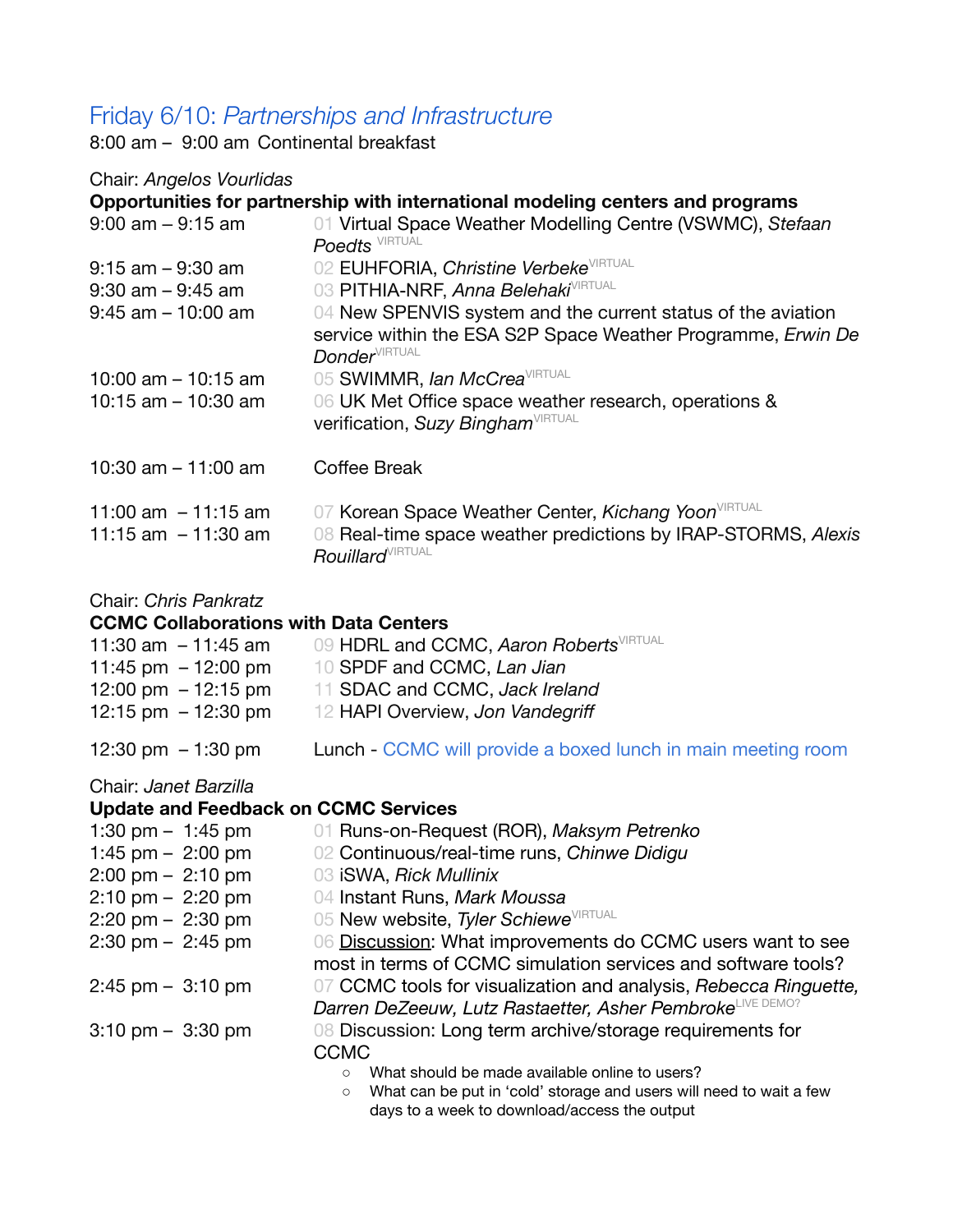## Friday 6/10: *Partnerships and Infrastructure*

8:00 am – 9:00 am Continental breakfast

Chair: *Angelos Vourlidas*

**Opportunities for partnership with international modeling centers and programs**

| | |
|---|---|
| 9:00 am – 9:15 am | 01 Virtual Space Weather Modelling Centre (VSWMC), *Stefaan Poedts* VIRTUAL |
| 9:15 am – 9:30 am | 02 EUHFORIA, *Christine Verbeke* VIRTUAL |
| 9:30 am – 9:45 am | 03 PITHIA-NRF, *Anna Belehaki* VIRTUAL |
| 9:45 am – 10:00 am | 04 New SPENVIS system and the current status of the aviation service within the ESA S2P Space Weather Programme, *Erwin De Donder* VIRTUAL |
| 10:00 am – 10:15 am | 05 SWIMMR, *Ian McCrea* VIRTUAL |
| 10:15 am – 10:30 am | 06 UK Met Office space weather research, operations & verification, *Suzy Bingham* VIRTUAL |
| 10:30 am – 11:00 am | Coffee Break |
| 11:00 am – 11:15 am | 07 Korean Space Weather Center, *Kichang Yoon* VIRTUAL |
| 11:15 am – 11:30 am | 08 Real-time space weather predictions by IRAP-STORMS, *Alexis Rouillard* VIRTUAL |

Chair: *Chris Pankratz*

**CCMC Collaborations with Data Centers**

| | |
|---|---|
| 11:30 am – 11:45 am | 09 HDRL and CCMC, *Aaron Roberts* VIRTUAL |
| 11:45 pm – 12:00 pm | 10 SPDF and CCMC, *Lan Jian* |
| 12:00 pm – 12:15 pm | 11 SDAC and CCMC, *Jack Ireland* |
| 12:15 pm – 12:30 pm | 12 HAPI Overview, *Jon Vandegriff* |
| 12:30 pm – 1:30 pm | Lunch - CCMC will provide a boxed lunch in main meeting room |

Chair: *Janet Barzilla*

**Update and Feedback on CCMC Services**

| | |
|---|---|
| 1:30 pm – 1:45 pm | 01 Runs-on-Request (ROR), *Maksym Petrenko* |
| 1:45 pm – 2:00 pm | 02 Continuous/real-time runs, *Chinwe Didigu* |
| 2:00 pm – 2:10 pm | 03 iSWA, *Rick Mullinix* |
| 2:10 pm – 2:20 pm | 04 Instant Runs, *Mark Moussa* |
| 2:20 pm – 2:30 pm | 05 New website, *Tyler Schiewe* VIRTUAL |
| 2:30 pm – 2:45 pm | 06 Discussion: What improvements do CCMC users want to see most in terms of CCMC simulation services and software tools? |
| 2:45 pm – 3:10 pm | 07 CCMC tools for visualization and analysis, *Rebecca Ringuette, Darren DeZeeuw, Lutz Rastaetter, Asher Pembroke* LIVE DEMO? |
| 3:10 pm – 3:30 pm | 08 Discussion: Long term archive/storage requirements for CCMC |

- What should be made available online to users?
- What can be put in 'cold' storage and users will need to wait a few days to a week to download/access the output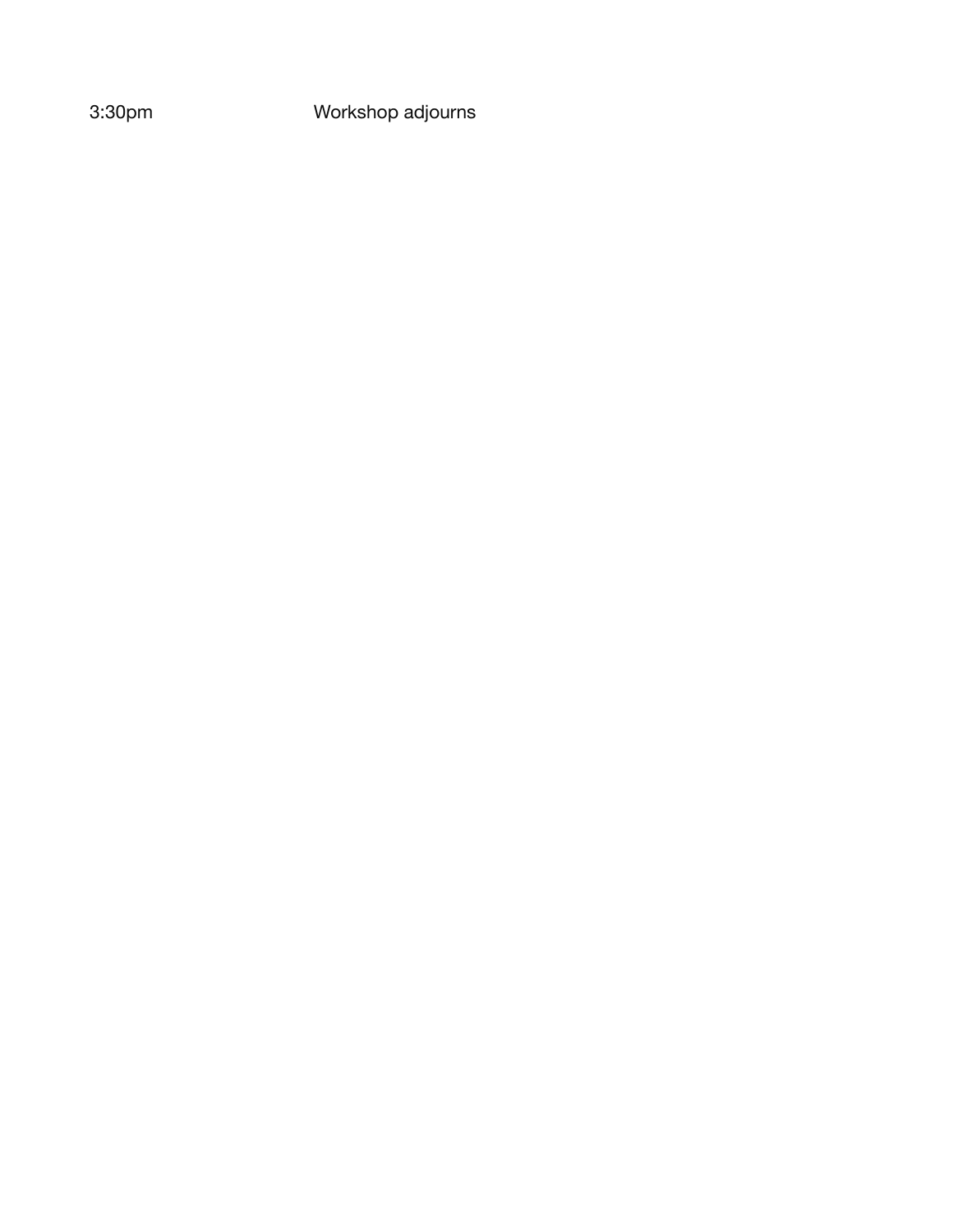| | |
|---|---|
| 3:30pm | Workshop adjourns |